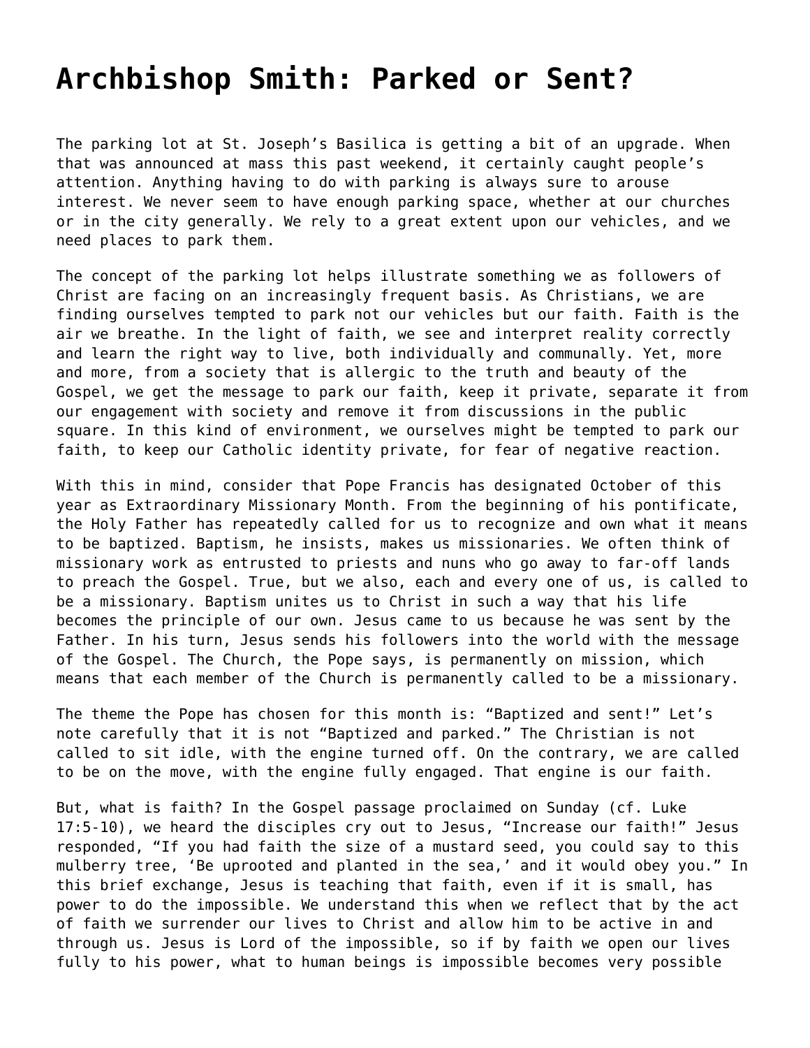# Archbishop Smith: Parked or Sent?

The parking lot at St. Joseph's Basilica is getting a bit of an upgrade. When that was announced at mass this past weekend, it certainly caught people's attention. Anything having to do with parking is always sure to arouse interest. We never seem to have enough parking space, whether at our churches or in the city generally. We rely to a great extent upon our vehicles, and we need places to park them.

The concept of the parking lot helps illustrate something we as followers of Christ are facing on an increasingly frequent basis. As Christians, we are finding ourselves tempted to park not our vehicles but our faith. Faith is the air we breathe. In the light of faith, we see and interpret reality correctly and learn the right way to live, both individually and communally. Yet, more and more, from a society that is allergic to the truth and beauty of the Gospel, we get the message to park our faith, keep it private, separate it from our engagement with society and remove it from discussions in the public square. In this kind of environment, we ourselves might be tempted to park our faith, to keep our Catholic identity private, for fear of negative reaction.

With this in mind, consider that Pope Francis has designated October of this year as Extraordinary Missionary Month. From the beginning of his pontificate, the Holy Father has repeatedly called for us to recognize and own what it means to be baptized. Baptism, he insists, makes us missionaries. We often think of missionary work as entrusted to priests and nuns who go away to far-off lands to preach the Gospel. True, but we also, each and every one of us, is called to be a missionary. Baptism unites us to Christ in such a way that his life becomes the principle of our own. Jesus came to us because he was sent by the Father. In his turn, Jesus sends his followers into the world with the message of the Gospel. The Church, the Pope says, is permanently on mission, which means that each member of the Church is permanently called to be a missionary.

The theme the Pope has chosen for this month is: "Baptized and sent!" Let's note carefully that it is not "Baptized and parked." The Christian is not called to sit idle, with the engine turned off. On the contrary, we are called to be on the move, with the engine fully engaged. That engine is our faith.

But, what is faith? In the Gospel passage proclaimed on Sunday (cf. Luke 17:5-10), we heard the disciples cry out to Jesus, "Increase our faith!" Jesus responded, "If you had faith the size of a mustard seed, you could say to this mulberry tree, 'Be uprooted and planted in the sea,' and it would obey you." In this brief exchange, Jesus is teaching that faith, even if it is small, has power to do the impossible. We understand this when we reflect that by the act of faith we surrender our lives to Christ and allow him to be active in and through us. Jesus is Lord of the impossible, so if by faith we open our lives fully to his power, what to human beings is impossible becomes very possible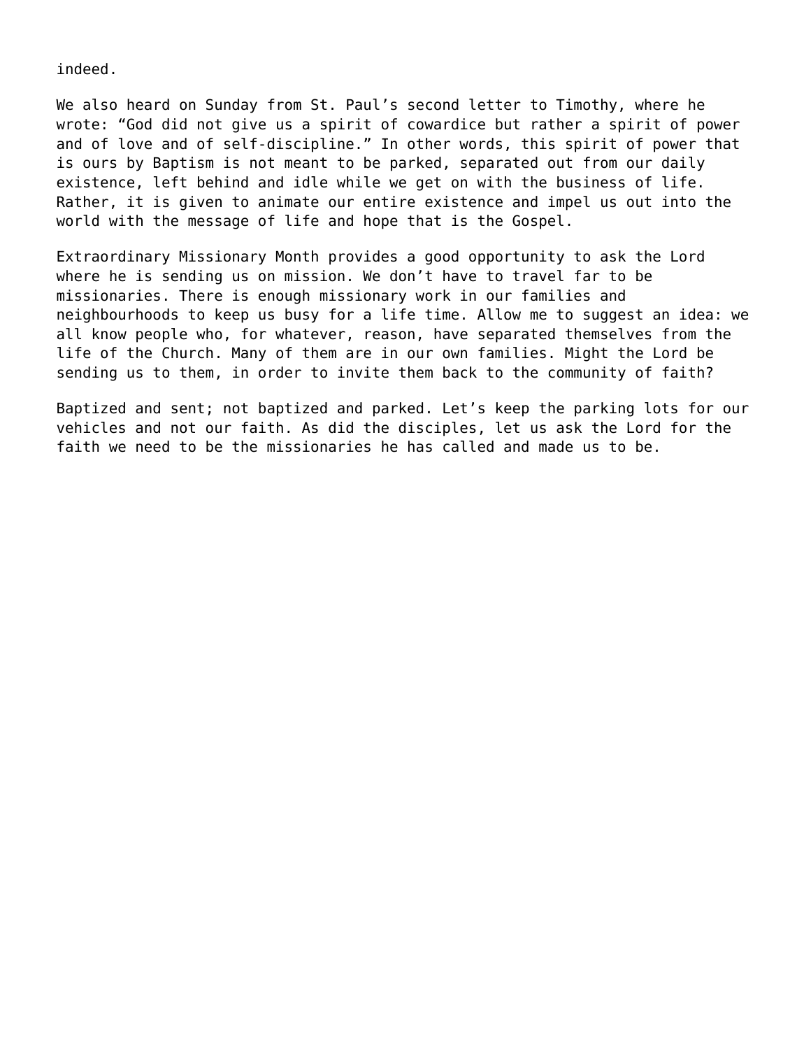indeed.

We also heard on Sunday from St. Paul’s second letter to Timothy, where he wrote: “God did not give us a spirit of cowardice but rather a spirit of power and of love and of self-discipline.” In other words, this spirit of power that is ours by Baptism is not meant to be parked, separated out from our daily existence, left behind and idle while we get on with the business of life. Rather, it is given to animate our entire existence and impel us out into the world with the message of life and hope that is the Gospel.

Extraordinary Missionary Month provides a good opportunity to ask the Lord where he is sending us on mission. We don’t have to travel far to be missionaries. There is enough missionary work in our families and neighbourhoods to keep us busy for a life time. Allow me to suggest an idea: we all know people who, for whatever, reason, have separated themselves from the life of the Church. Many of them are in our own families. Might the Lord be sending us to them, in order to invite them back to the community of faith?

Baptized and sent; not baptized and parked. Let’s keep the parking lots for our vehicles and not our faith. As did the disciples, let us ask the Lord for the faith we need to be the missionaries he has called and made us to be.